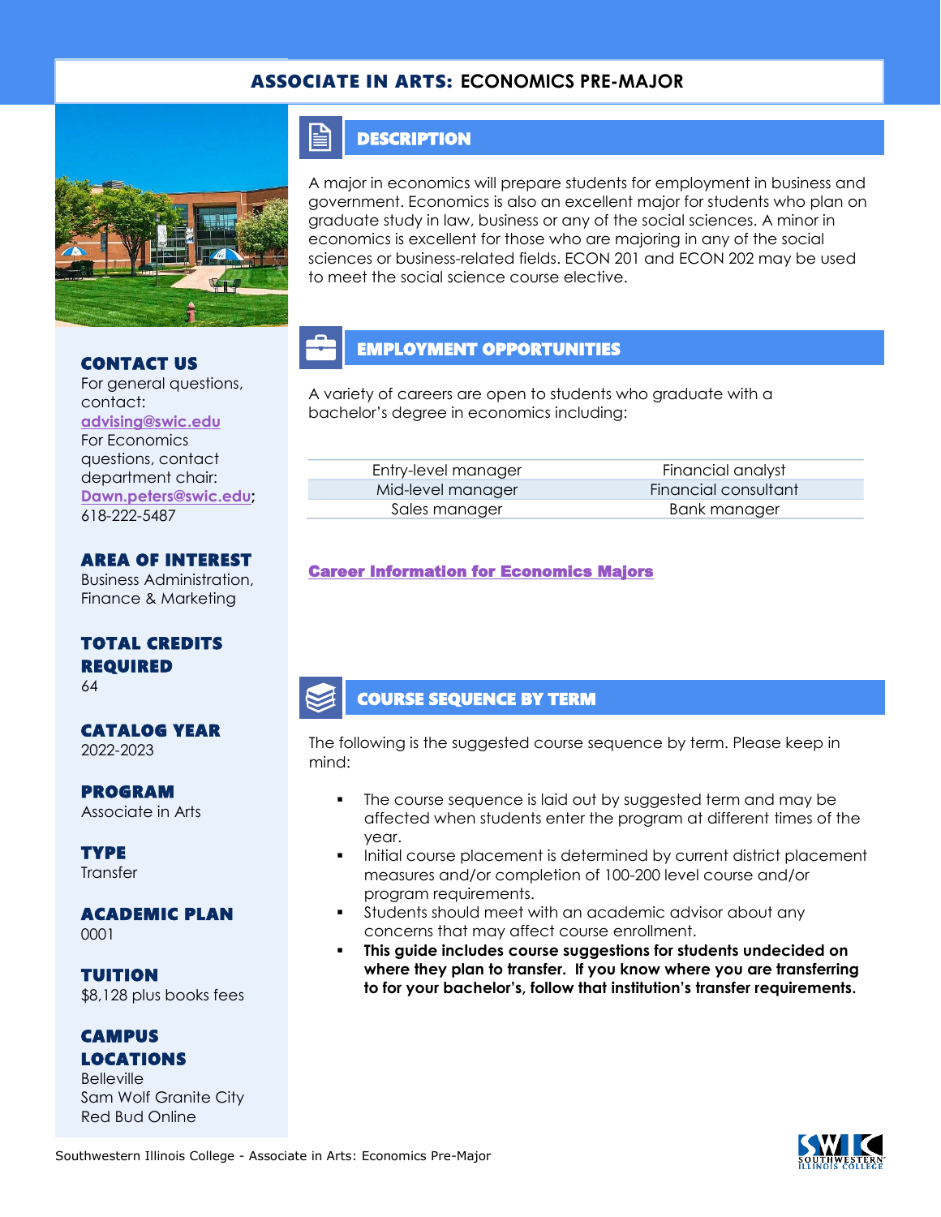# ASSOCIATE IN ARTS: ECONOMICS PRE-MAJOR

## DESCRIPTION

A major in economics will prepare students for employment in business and government. Economics is also an excellent major for students who plan on graduate study in law, business or any of the social sciences. A minor in economics is excellent for those who are majoring in any of the social sciences or business-related fields. ECON 201 and ECON 202 may be used to meet the social science course elective.

## EMPLOYMENT OPPORTUNITIES

A variety of careers are open to students who graduate with a bachelor's degree in economics including:

| | |
|---|---|
| Entry-level manager | Financial analyst |
| Mid-level manager | Financial consultant |
| Sales manager | Bank manager |

**Career Information for Economics Majors**

## COURSE SEQUENCE BY TERM

The following is the suggested course sequence by term. Please keep in mind:

- The course sequence is laid out by suggested term and may be affected when students enter the program at different times of the year.
- Initial course placement is determined by current district placement measures and/or completion of 100-200 level course and/or program requirements.
- Students should meet with an academic advisor about any concerns that may affect course enrollment.
- **This guide includes course suggestions for students undecided on where they plan to transfer. If you know where you are transferring to for your bachelor's, follow that institution's transfer requirements.**

### CONTACT US

For general questions, contact:
advising@swic.edu
For Economics questions, contact department chair:
Dawn.peters@swic.edu; 618-222-5487

### AREA OF INTEREST

Business Administration, Finance & Marketing

### TOTAL CREDITS REQUIRED

64

### CATALOG YEAR

2022-2023

### PROGRAM

Associate in Arts

### TYPE

Transfer

### ACADEMIC PLAN

0001

### TUITION

$8,128 plus books fees

### CAMPUS LOCATIONS

Belleville
Sam Wolf Granite City
Red Bud Online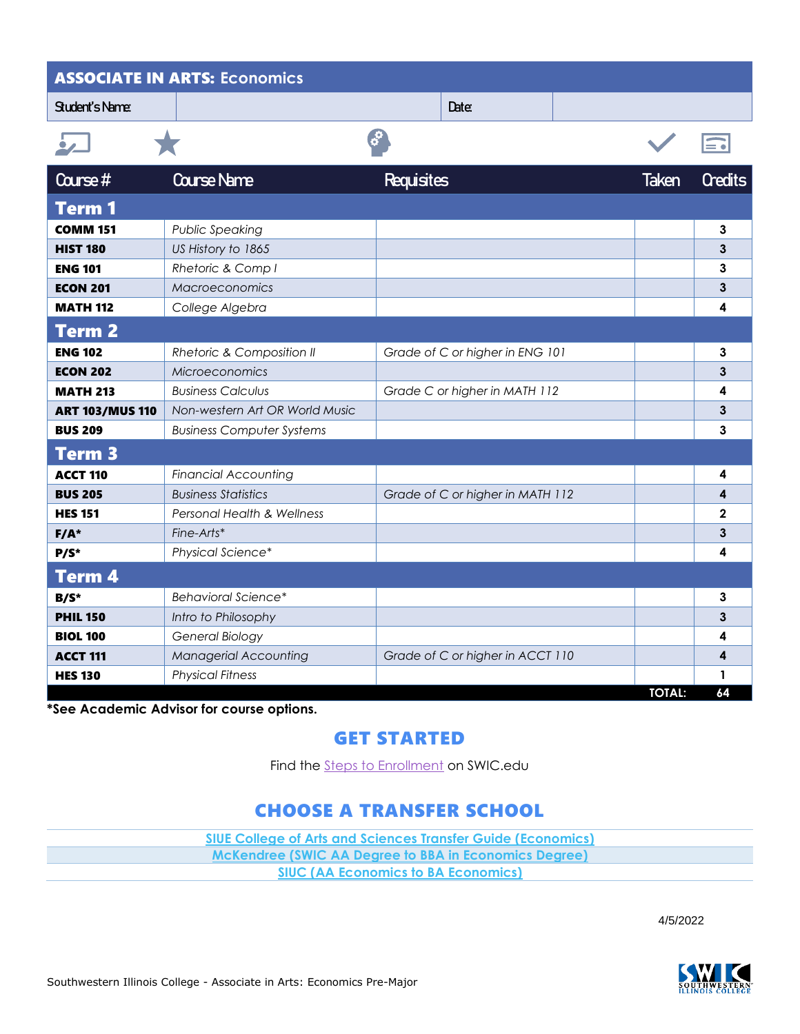## ASSOCIATE IN ARTS: Economics

| Student's Name: | | Date: | |
|---|---|---|---|

| Course # | Course Name | Requisites | Taken | Credits |
|---|---|---|---|---|
| **Term 1** | | | | |
| **COMM 151** | *Public Speaking* | | | 3 |
| **HIST 180** | *US History to 1865* | | | 3 |
| **ENG 101** | *Rhetoric & Comp I* | | | 3 |
| **ECON 201** | *Macroeconomics* | | | 3 |
| **MATH 112** | *College Algebra* | | | 4 |
| **Term 2** | | | | |
| **ENG 102** | *Rhetoric & Composition II* | *Grade of C or higher in ENG 101* | | 3 |
| **ECON 202** | *Microeconomics* | | | 3 |
| **MATH 213** | *Business Calculus* | *Grade C or higher in MATH 112* | | 4 |
| **ART 103/MUS 110** | *Non-western Art OR World Music* | | | 3 |
| **BUS 209** | *Business Computer Systems* | | | 3 |
| **Term 3** | | | | |
| **ACCT 110** | *Financial Accounting* | | | 4 |
| **BUS 205** | *Business Statistics* | *Grade of C or higher in MATH 112* | | 4 |
| **HES 151** | *Personal Health & Wellness* | | | 2 |
| **F/A*** | *Fine-Arts** | | | 3 |
| **P/S*** | *Physical Science** | | | 4 |
| **Term 4** | | | | |
| **B/S*** | *Behavioral Science** | | | 3 |
| **PHIL 150** | *Intro to Philosophy* | | | 3 |
| **BIOL 100** | *General Biology* | | | 4 |
| **ACCT 111** | *Managerial Accounting* | *Grade of C or higher in ACCT 110* | | 4 |
| **HES 130** | *Physical Fitness* | | | 1 |
| | | | **TOTAL:** | **64** |

**\*See Academic Advisor for course options.**

## GET STARTED

Find the Steps to Enrollment on SWIC.edu

## CHOOSE A TRANSFER SCHOOL

SIUE College of Arts and Sciences Transfer Guide (Economics)

McKendree (SWIC AA Degree to BBA in Economics Degree)

SIUC (AA Economics to BA Economics)

4/5/2022

Southwestern Illinois College - Associate in Arts: Economics Pre-Major